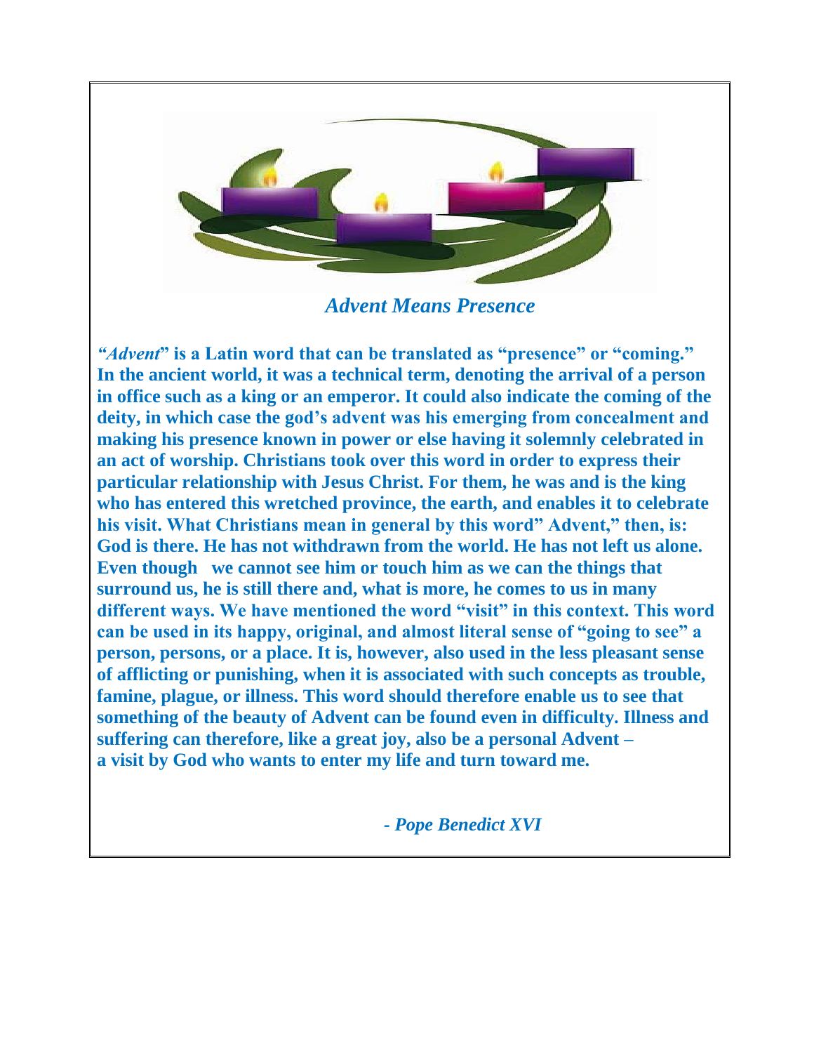## *Advent Means Presence*

***"Advent*" is a Latin word that can be translated as "presence" or "coming." In the ancient world, it was a technical term, denoting the arrival of a person in office such as a king or an emperor. It could also indicate the coming of the deity, in which case the god's advent was his emerging from concealment and making his presence known in power or else having it solemnly celebrated in an act of worship. Christians took over this word in order to express their particular relationship with Jesus Christ. For them, he was and is the king who has entered this wretched province, the earth, and enables it to celebrate his visit. What Christians mean in general by this word" Advent," then, is: God is there. He has not withdrawn from the world. He has not left us alone. Even though we cannot see him or touch him as we can the things that surround us, he is still there and, what is more, he comes to us in many different ways. We have mentioned the word "visit" in this context. This word can be used in its happy, original, and almost literal sense of "going to see" a person, persons, or a place. It is, however, also used in the less pleasant sense of afflicting or punishing, when it is associated with such concepts as trouble, famine, plague, or illness. This word should therefore enable us to see that something of the beauty of Advent can be found even in difficulty. Illness and suffering can therefore, like a great joy, also be a personal Advent – a visit by God who wants to enter my life and turn toward me.**

***- Pope Benedict XVI***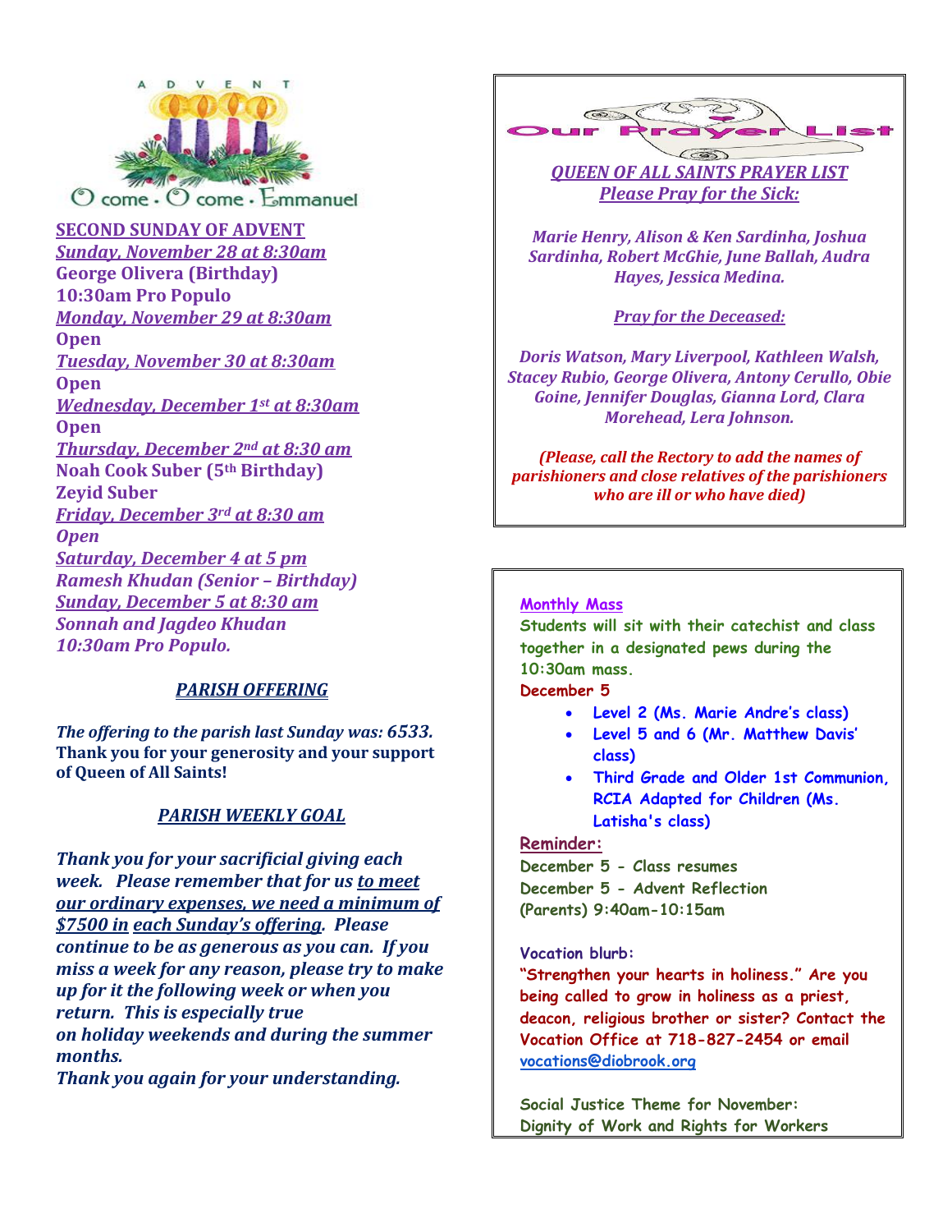A D V E N T

O come · O come · Emmanuel

**SECOND SUNDAY OF ADVENT**

***Sunday, November 28 at 8:30am***

**George Olivera (Birthday)**

**10:30am Pro Populo**

***Monday, November 29 at 8:30am***

**Open**

***Tuesday, November 30 at 8:30am***

**Open**

***Wednesday, December 1st at 8:30am***

**Open**

***Thursday, December 2nd at 8:30 am***

**Noah Cook Suber (5th Birthday)**

**Zeyid Suber**

***Friday, December 3rd at 8:30 am***

***Open***

***Saturday, December 4 at 5 pm***

***Ramesh Khudan (Senior – Birthday)***

***Sunday, December 5 at 8:30 am***

***Sonnah and Jagdeo Khudan***

***10:30am Pro Populo.***

## PARISH OFFERING

***The offering to the parish last Sunday was: 6533.***
**Thank you for your generosity and your support of Queen of All Saints!**

## PARISH WEEKLY GOAL

***Thank you for your sacrificial giving each week. Please remember that for us to meet our ordinary expenses, we need a minimum of $7500 in each Sunday's offering. Please continue to be as generous as you can. If you miss a week for any reason, please try to make up for it the following week or when you return. This is especially true on holiday weekends and during the summer months.***

***Thank you again for your understanding.***

## Our Prayer List

***QUEEN OF ALL SAINTS PRAYER LIST***

***Please Pray for the Sick:***

*Marie Henry, Alison & Ken Sardinha, Joshua Sardinha, Robert McGhie, June Ballah, Audra Hayes, Jessica Medina.*

***Pray for the Deceased:***

*Doris Watson, Mary Liverpool, Kathleen Walsh, Stacey Rubio, George Olivera, Antony Cerullo, Obie Goine, Jennifer Douglas, Gianna Lord, Clara Morehead, Lera Johnson.*

***(Please, call the Rectory to add the names of parishioners and close relatives of the parishioners who are ill or who have died)***

**Monthly Mass**

**Students will sit with their catechist and class together in a designated pews during the 10:30am mass.**

**December 5**

- **Level 2 (Ms. Marie Andre's class)**
- **Level 5 and 6 (Mr. Matthew Davis' class)**
- **Third Grade and Older 1st Communion, RCIA Adapted for Children (Ms. Latisha's class)**

**Reminder:**

**December 5 - Class resumes**

**December 5 - Advent Reflection (Parents) 9:40am-10:15am**

**Vocation blurb:**

**"Strengthen your hearts in holiness." Are you being called to grow in holiness as a priest, deacon, religious brother or sister? Contact the Vocation Office at 718-827-2454 or email vocations@diobrook.org**

**Social Justice Theme for November: Dignity of Work and Rights for Workers**